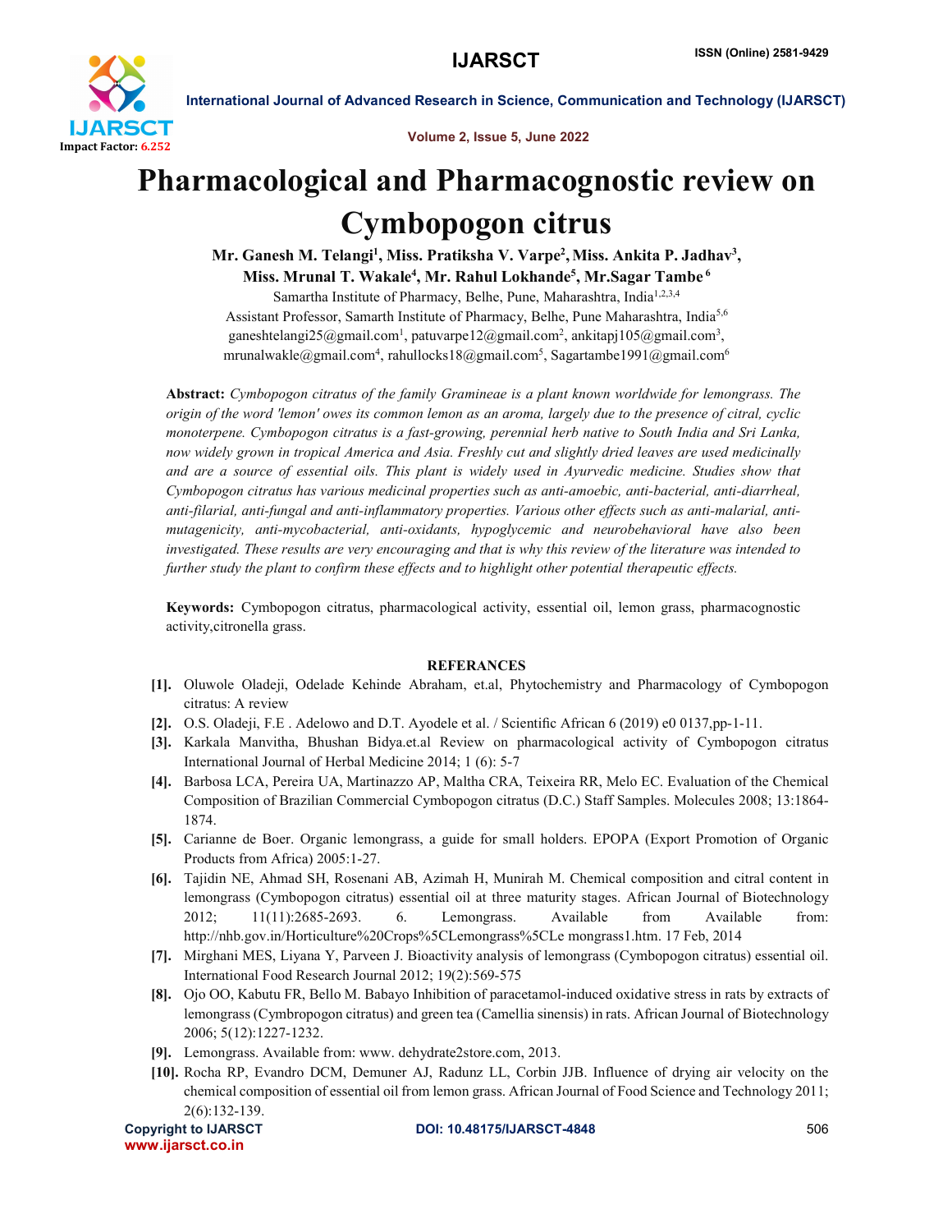# Pharmacological and Pharmacognostic review on Cymbopogon citrus

**Mr. Ganesh M. Telangi[1], Miss. Pratiksha V. Varpe[2], Miss. Ankita P. Jadhav[3], Miss. Mrunal T. Wakale[4], Mr. Rahul Lokhande[5], Mr.Sagar Tambe[6]**

Samartha Institute of Pharmacy, Belhe, Pune, Maharashtra, India[1,2,3,4]

Assistant Professor, Samarth Institute of Pharmacy, Belhe, Pune Maharashtra, India[5,6]

ganeshtelangi25@gmail.com[1], patuvarpe12@gmail.com[2], ankitapj105@gmail.com[3], mrunalwakle@gmail.com[4], rahullocks18@gmail.com[5], Sagartambe1991@gmail.com[6]

**Abstract:** *Cymbopogon citratus of the family Gramineae is a plant known worldwide for lemongrass. The origin of the word 'lemon' owes its common lemon as an aroma, largely due to the presence of citral, cyclic monoterpene. Cymbopogon citratus is a fast-growing, perennial herb native to South India and Sri Lanka, now widely grown in tropical America and Asia. Freshly cut and slightly dried leaves are used medicinally and are a source of essential oils. This plant is widely used in Ayurvedic medicine. Studies show that Cymbopogon citratus has various medicinal properties such as anti-amoebic, anti-bacterial, anti-diarrheal, anti-filarial, anti-fungal and anti-inflammatory properties. Various other effects such as anti-malarial, anti-mutagenicity, anti-mycobacterial, anti-oxidants, hypoglycemic and neurobehavioral have also been investigated. These results are very encouraging and that is why this review of the literature was intended to further study the plant to confirm these effects and to highlight other potential therapeutic effects.*

**Keywords:** Cymbopogon citratus, pharmacological activity, essential oil, lemon grass, pharmacognostic activity,citronella grass.

## REFERANCES

[1]. Oluwole Oladeji, Odelade Kehinde Abraham, et.al, Phytochemistry and Pharmacology of Cymbopogon citratus: A review

[2]. O.S. Oladeji, F.E . Adelowo and D.T. Ayodele et al. / Scientific African 6 (2019) e0 0137,pp-1-11.

[3]. Karkala Manvitha, Bhushan Bidya.et.al Review on pharmacological activity of Cymbopogon citratus International Journal of Herbal Medicine 2014; 1 (6): 5-7

[4]. Barbosa LCA, Pereira UA, Martinazzo AP, Maltha CRA, Teixeira RR, Melo EC. Evaluation of the Chemical Composition of Brazilian Commercial Cymbopogon citratus (D.C.) Staff Samples. Molecules 2008; 13:1864-1874.

[5]. Carianne de Boer. Organic lemongrass, a guide for small holders. EPOPA (Export Promotion of Organic Products from Africa) 2005:1-27.

[6]. Tajidin NE, Ahmad SH, Rosenani AB, Azimah H, Munirah M. Chemical composition and citral content in lemongrass (Cymbopogon citratus) essential oil at three maturity stages. African Journal of Biotechnology 2012; 11(11):2685-2693. 6. Lemongrass. Available from Available from: http://nhb.gov.in/Horticulture%20Crops%5CLemongrass%5CLe mongrass1.htm. 17 Feb, 2014

[7]. Mirghani MES, Liyana Y, Parveen J. Bioactivity analysis of lemongrass (Cymbopogon citratus) essential oil. International Food Research Journal 2012; 19(2):569-575

[8]. Ojo OO, Kabutu FR, Bello M. Babayo Inhibition of paracetamol-induced oxidative stress in rats by extracts of lemongrass (Cymbropogon citratus) and green tea (Camellia sinensis) in rats. African Journal of Biotechnology 2006; 5(12):1227-1232.

[9]. Lemongrass. Available from: www. dehydrate2store.com, 2013.

[10]. Rocha RP, Evandro DCM, Demuner AJ, Radunz LL, Corbin JJB. Influence of drying air velocity on the chemical composition of essential oil from lemon grass. African Journal of Food Science and Technology 2011; 2(6):132-139.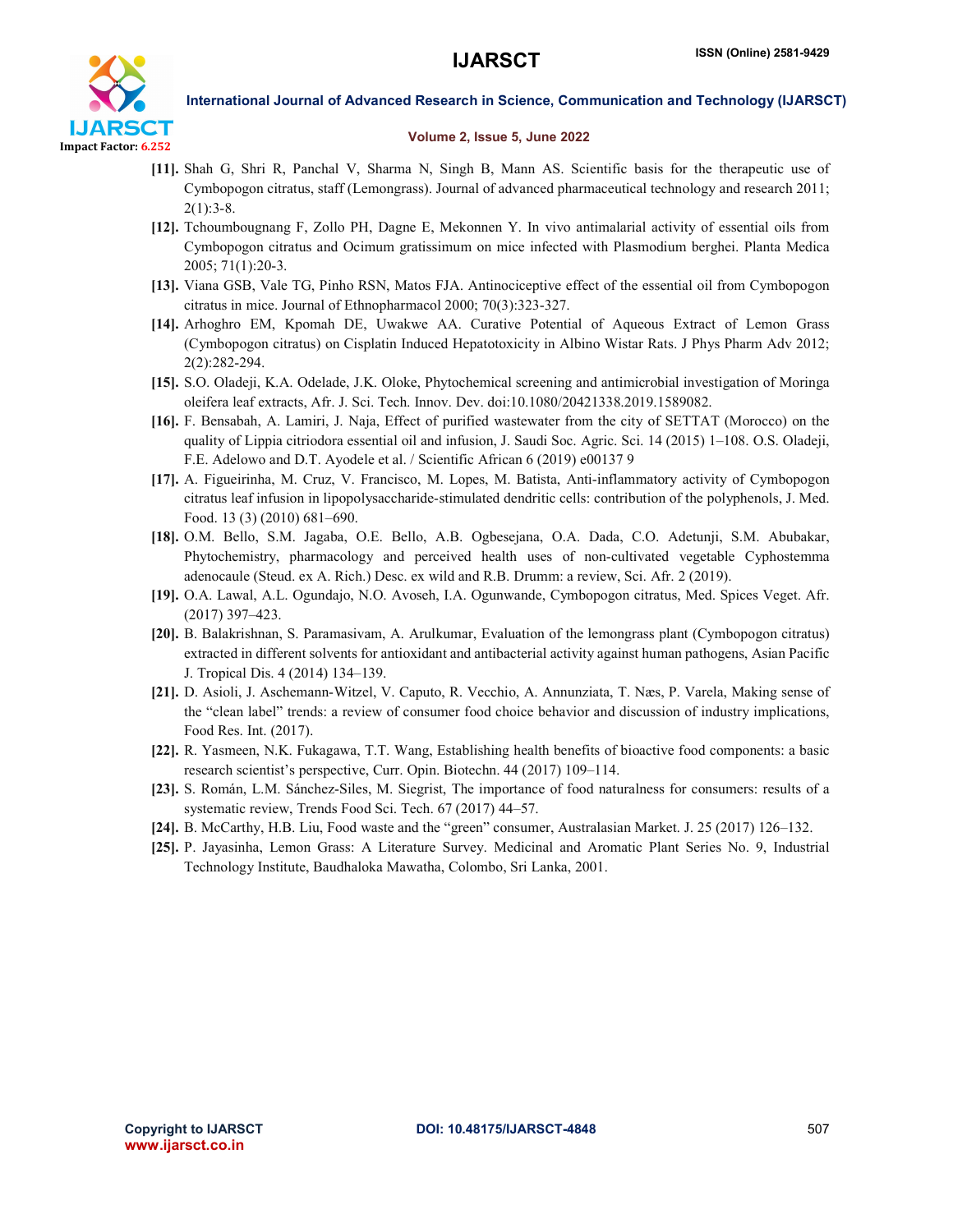- **[11].** Shah G, Shri R, Panchal V, Sharma N, Singh B, Mann AS. Scientific basis for the therapeutic use of Cymbopogon citratus, staff (Lemongrass). Journal of advanced pharmaceutical technology and research 2011; 2(1):3-8.
- **[12].** Tchoumbougnang F, Zollo PH, Dagne E, Mekonnen Y. In vivo antimalarial activity of essential oils from Cymbopogon citratus and Ocimum gratissimum on mice infected with Plasmodium berghei. Planta Medica 2005; 71(1):20-3.
- **[13].** Viana GSB, Vale TG, Pinho RSN, Matos FJA. Antinociceptive effect of the essential oil from Cymbopogon citratus in mice. Journal of Ethnopharmacol 2000; 70(3):323-327.
- **[14].** Arhoghro EM, Kpomah DE, Uwakwe AA. Curative Potential of Aqueous Extract of Lemon Grass (Cymbopogon citratus) on Cisplatin Induced Hepatotoxicity in Albino Wistar Rats. J Phys Pharm Adv 2012; 2(2):282-294.
- **[15].** S.O. Oladeji, K.A. Odelade, J.K. Oloke, Phytochemical screening and antimicrobial investigation of Moringa oleifera leaf extracts, Afr. J. Sci. Tech. Innov. Dev. doi:10.1080/20421338.2019.1589082.
- **[16].** F. Bensabah, A. Lamiri, J. Naja, Effect of purified wastewater from the city of SETTAT (Morocco) on the quality of Lippia citriodora essential oil and infusion, J. Saudi Soc. Agric. Sci. 14 (2015) 1–108. O.S. Oladeji, F.E. Adelowo and D.T. Ayodele et al. / Scientific African 6 (2019) e00137 9
- **[17].** A. Figueirinha, M. Cruz, V. Francisco, M. Lopes, M. Batista, Anti-inflammatory activity of Cymbopogon citratus leaf infusion in lipopolysaccharide-stimulated dendritic cells: contribution of the polyphenols, J. Med. Food. 13 (3) (2010) 681–690.
- **[18].** O.M. Bello, S.M. Jagaba, O.E. Bello, A.B. Ogbesejana, O.A. Dada, C.O. Adetunji, S.M. Abubakar, Phytochemistry, pharmacology and perceived health uses of non-cultivated vegetable Cyphostemma adenocaule (Steud. ex A. Rich.) Desc. ex wild and R.B. Drumm: a review, Sci. Afr. 2 (2019).
- **[19].** O.A. Lawal, A.L. Ogundajo, N.O. Avoseh, I.A. Ogunwande, Cymbopogon citratus, Med. Spices Veget. Afr. (2017) 397–423.
- **[20].** B. Balakrishnan, S. Paramasivam, A. Arulkumar, Evaluation of the lemongrass plant (Cymbopogon citratus) extracted in different solvents for antioxidant and antibacterial activity against human pathogens, Asian Pacific J. Tropical Dis. 4 (2014) 134–139.
- **[21].** D. Asioli, J. Aschemann-Witzel, V. Caputo, R. Vecchio, A. Annunziata, T. Næs, P. Varela, Making sense of the "clean label" trends: a review of consumer food choice behavior and discussion of industry implications, Food Res. Int. (2017).
- **[22].** R. Yasmeen, N.K. Fukagawa, T.T. Wang, Establishing health benefits of bioactive food components: a basic research scientist's perspective, Curr. Opin. Biotechn. 44 (2017) 109–114.
- **[23].** S. Román, L.M. Sánchez-Siles, M. Siegrist, The importance of food naturalness for consumers: results of a systematic review, Trends Food Sci. Tech. 67 (2017) 44–57.
- **[24].** B. McCarthy, H.B. Liu, Food waste and the "green" consumer, Australasian Market. J. 25 (2017) 126–132.
- **[25].** P. Jayasinha, Lemon Grass: A Literature Survey. Medicinal and Aromatic Plant Series No. 9, Industrial Technology Institute, Baudhaloka Mawatha, Colombo, Sri Lanka, 2001.